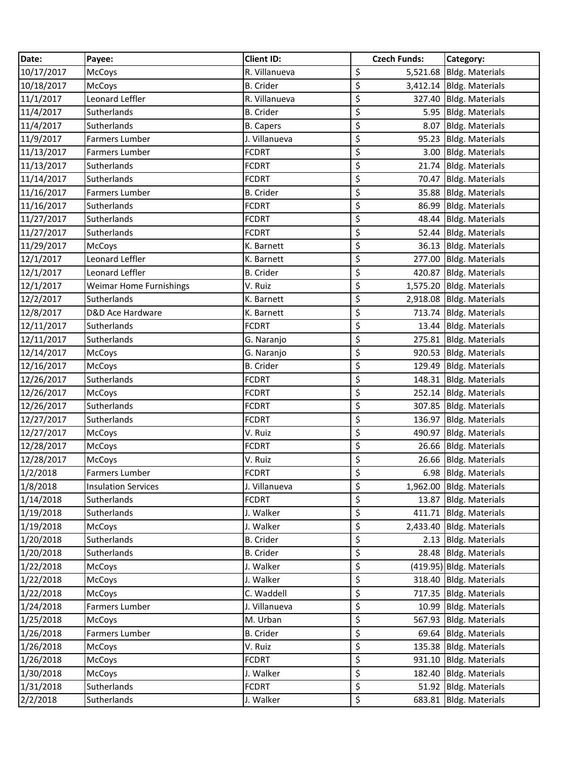| Date: | Payee: | Client ID: | Czech Funds: | Category: |
|---|---|---|---|---|
| 10/17/2017 | McCoys | R. Villanueva | $ 5,521.68 | Bldg. Materials |
| 10/18/2017 | McCoys | B. Crider | $ 3,412.14 | Bldg. Materials |
| 11/1/2017 | Leonard Leffler | R. Villanueva | $ 327.40 | Bldg. Materials |
| 11/4/2017 | Sutherlands | B. Crider | $ 5.95 | Bldg. Materials |
| 11/4/2017 | Sutherlands | B. Capers | $ 8.07 | Bldg. Materials |
| 11/9/2017 | Farmers Lumber | J. Villanueva | $ 95.23 | Bldg. Materials |
| 11/13/2017 | Farmers Lumber | FCDRT | $ 3.00 | Bldg. Materials |
| 11/13/2017 | Sutherlands | FCDRT | $ 21.74 | Bldg. Materials |
| 11/14/2017 | Sutherlands | FCDRT | $ 70.47 | Bldg. Materials |
| 11/16/2017 | Farmers Lumber | B. Crider | $ 35.88 | Bldg. Materials |
| 11/16/2017 | Sutherlands | FCDRT | $ 86.99 | Bldg. Materials |
| 11/27/2017 | Sutherlands | FCDRT | $ 48.44 | Bldg. Materials |
| 11/27/2017 | Sutherlands | FCDRT | $ 52.44 | Bldg. Materials |
| 11/29/2017 | McCoys | K. Barnett | $ 36.13 | Bldg. Materials |
| 12/1/2017 | Leonard Leffler | K. Barnett | $ 277.00 | Bldg. Materials |
| 12/1/2017 | Leonard Leffler | B. Crider | $ 420.87 | Bldg. Materials |
| 12/1/2017 | Weimar Home Furnishings | V. Ruiz | $ 1,575.20 | Bldg. Materials |
| 12/2/2017 | Sutherlands | K. Barnett | $ 2,918.08 | Bldg. Materials |
| 12/8/2017 | D&D Ace Hardware | K. Barnett | $ 713.74 | Bldg. Materials |
| 12/11/2017 | Sutherlands | FCDRT | $ 13.44 | Bldg. Materials |
| 12/11/2017 | Sutherlands | G. Naranjo | $ 275.81 | Bldg. Materials |
| 12/14/2017 | McCoys | G. Naranjo | $ 920.53 | Bldg. Materials |
| 12/16/2017 | McCoys | B. Crider | $ 129.49 | Bldg. Materials |
| 12/26/2017 | Sutherlands | FCDRT | $ 148.31 | Bldg. Materials |
| 12/26/2017 | McCoys | FCDRT | $ 252.14 | Bldg. Materials |
| 12/26/2017 | Sutherlands | FCDRT | $ 307.85 | Bldg. Materials |
| 12/27/2017 | Sutherlands | FCDRT | $ 136.97 | Bldg. Materials |
| 12/27/2017 | McCoys | V. Ruiz | $ 490.97 | Bldg. Materials |
| 12/28/2017 | McCoys | FCDRT | $ 26.66 | Bldg. Materials |
| 12/28/2017 | McCoys | V. Ruiz | $ 26.66 | Bldg. Materials |
| 1/2/2018 | Farmers Lumber | FCDRT | $ 6.98 | Bldg. Materials |
| 1/8/2018 | Insulation Services | J. Villanueva | $ 1,962.00 | Bldg. Materials |
| 1/14/2018 | Sutherlands | FCDRT | $ 13.87 | Bldg. Materials |
| 1/19/2018 | Sutherlands | J. Walker | $ 411.71 | Bldg. Materials |
| 1/19/2018 | McCoys | J. Walker | $ 2,433.40 | Bldg. Materials |
| 1/20/2018 | Sutherlands | B. Crider | $ 2.13 | Bldg. Materials |
| 1/20/2018 | Sutherlands | B. Crider | $ 28.48 | Bldg. Materials |
| 1/22/2018 | McCoys | J. Walker | $ (419.95) | Bldg. Materials |
| 1/22/2018 | McCoys | J. Walker | $ 318.40 | Bldg. Materials |
| 1/22/2018 | McCoys | C. Waddell | $ 717.35 | Bldg. Materials |
| 1/24/2018 | Farmers Lumber | J. Villanueva | $ 10.99 | Bldg. Materials |
| 1/25/2018 | McCoys | M. Urban | $ 567.93 | Bldg. Materials |
| 1/26/2018 | Farmers Lumber | B. Crider | $ 69.64 | Bldg. Materials |
| 1/26/2018 | McCoys | V. Ruiz | $ 135.38 | Bldg. Materials |
| 1/26/2018 | McCoys | FCDRT | $ 931.10 | Bldg. Materials |
| 1/30/2018 | McCoys | J. Walker | $ 182.40 | Bldg. Materials |
| 1/31/2018 | Sutherlands | FCDRT | $ 51.92 | Bldg. Materials |
| 2/2/2018 | Sutherlands | J. Walker | $ 683.81 | Bldg. Materials |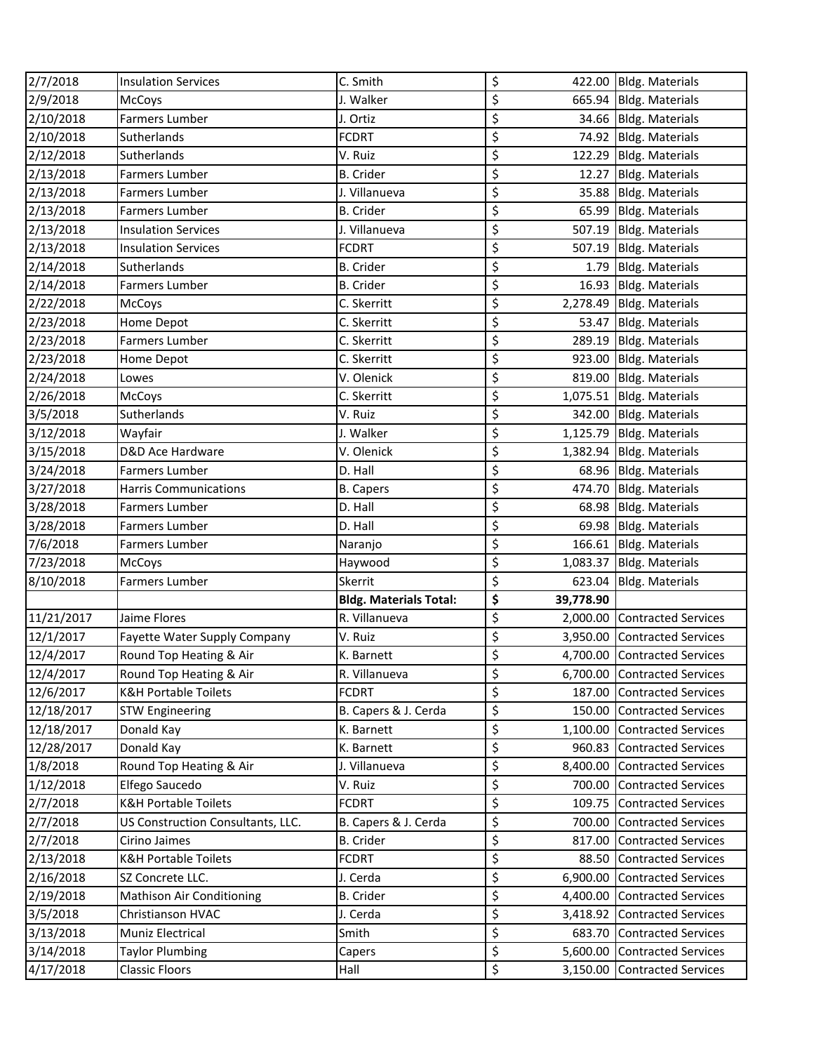| | | | | |
|---|---|---|---|---|
| 2/7/2018 | Insulation Services | C. Smith | $ 422.00 | Bldg. Materials |
| 2/9/2018 | McCoys | J. Walker | $ 665.94 | Bldg. Materials |
| 2/10/2018 | Farmers Lumber | J. Ortiz | $ 34.66 | Bldg. Materials |
| 2/10/2018 | Sutherlands | FCDRT | $ 74.92 | Bldg. Materials |
| 2/12/2018 | Sutherlands | V. Ruiz | $ 122.29 | Bldg. Materials |
| 2/13/2018 | Farmers Lumber | B. Crider | $ 12.27 | Bldg. Materials |
| 2/13/2018 | Farmers Lumber | J. Villanueva | $ 35.88 | Bldg. Materials |
| 2/13/2018 | Farmers Lumber | B. Crider | $ 65.99 | Bldg. Materials |
| 2/13/2018 | Insulation Services | J. Villanueva | $ 507.19 | Bldg. Materials |
| 2/13/2018 | Insulation Services | FCDRT | $ 507.19 | Bldg. Materials |
| 2/14/2018 | Sutherlands | B. Crider | $ 1.79 | Bldg. Materials |
| 2/14/2018 | Farmers Lumber | B. Crider | $ 16.93 | Bldg. Materials |
| 2/22/2018 | McCoys | C. Skerritt | $ 2,278.49 | Bldg. Materials |
| 2/23/2018 | Home Depot | C. Skerritt | $ 53.47 | Bldg. Materials |
| 2/23/2018 | Farmers Lumber | C. Skerritt | $ 289.19 | Bldg. Materials |
| 2/23/2018 | Home Depot | C. Skerritt | $ 923.00 | Bldg. Materials |
| 2/24/2018 | Lowes | V. Olenick | $ 819.00 | Bldg. Materials |
| 2/26/2018 | McCoys | C. Skerritt | $ 1,075.51 | Bldg. Materials |
| 3/5/2018 | Sutherlands | V. Ruiz | $ 342.00 | Bldg. Materials |
| 3/12/2018 | Wayfair | J. Walker | $ 1,125.79 | Bldg. Materials |
| 3/15/2018 | D&D Ace Hardware | V. Olenick | $ 1,382.94 | Bldg. Materials |
| 3/24/2018 | Farmers Lumber | D. Hall | $ 68.96 | Bldg. Materials |
| 3/27/2018 | Harris Communications | B. Capers | $ 474.70 | Bldg. Materials |
| 3/28/2018 | Farmers Lumber | D. Hall | $ 68.98 | Bldg. Materials |
| 3/28/2018 | Farmers Lumber | D. Hall | $ 69.98 | Bldg. Materials |
| 7/6/2018 | Farmers Lumber | Naranjo | $ 166.61 | Bldg. Materials |
| 7/23/2018 | McCoys | Haywood | $ 1,083.37 | Bldg. Materials |
| 8/10/2018 | Farmers Lumber | Skerrit | $ 623.04 | Bldg. Materials |
| | | **Bldg. Materials Total:** | **$ 39,778.90** | |
| 11/21/2017 | Jaime Flores | R. Villanueva | $ 2,000.00 | Contracted Services |
| 12/1/2017 | Fayette Water Supply Company | V. Ruiz | $ 3,950.00 | Contracted Services |
| 12/4/2017 | Round Top Heating & Air | K. Barnett | $ 4,700.00 | Contracted Services |
| 12/4/2017 | Round Top Heating & Air | R. Villanueva | $ 6,700.00 | Contracted Services |
| 12/6/2017 | K&H Portable Toilets | FCDRT | $ 187.00 | Contracted Services |
| 12/18/2017 | STW Engineering | B. Capers & J. Cerda | $ 150.00 | Contracted Services |
| 12/18/2017 | Donald Kay | K. Barnett | $ 1,100.00 | Contracted Services |
| 12/28/2017 | Donald Kay | K. Barnett | $ 960.83 | Contracted Services |
| 1/8/2018 | Round Top Heating & Air | J. Villanueva | $ 8,400.00 | Contracted Services |
| 1/12/2018 | Elfego Saucedo | V. Ruiz | $ 700.00 | Contracted Services |
| 2/7/2018 | K&H Portable Toilets | FCDRT | $ 109.75 | Contracted Services |
| 2/7/2018 | US Construction Consultants, LLC. | B. Capers & J. Cerda | $ 700.00 | Contracted Services |
| 2/7/2018 | Cirino Jaimes | B. Crider | $ 817.00 | Contracted Services |
| 2/13/2018 | K&H Portable Toilets | FCDRT | $ 88.50 | Contracted Services |
| 2/16/2018 | SZ Concrete LLC. | J. Cerda | $ 6,900.00 | Contracted Services |
| 2/19/2018 | Mathison Air Conditioning | B. Crider | $ 4,400.00 | Contracted Services |
| 3/5/2018 | Christianson HVAC | J. Cerda | $ 3,418.92 | Contracted Services |
| 3/13/2018 | Muniz Electrical | Smith | $ 683.70 | Contracted Services |
| 3/14/2018 | Taylor Plumbing | Capers | $ 5,600.00 | Contracted Services |
| 4/17/2018 | Classic Floors | Hall | $ 3,150.00 | Contracted Services |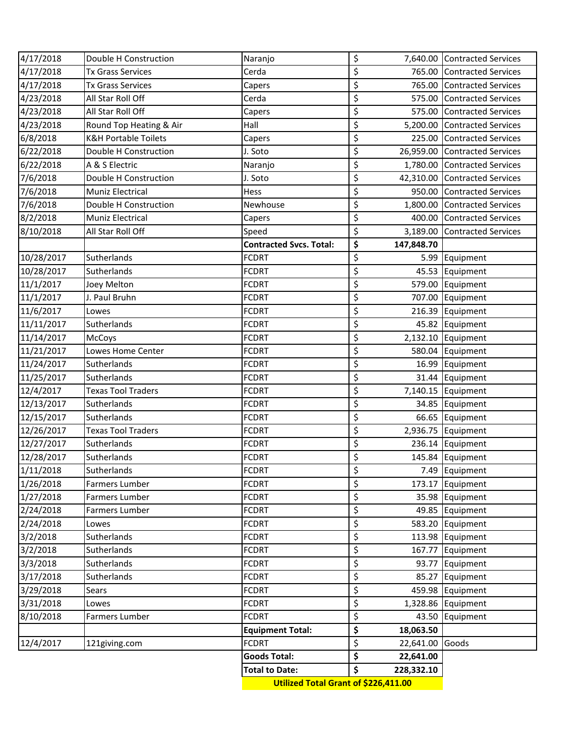| | | | | |
|---|---|---|---|---|
| 4/17/2018 | Double H Construction | Naranjo | $ 7,640.00 | Contracted Services |
| 4/17/2018 | Tx Grass Services | Cerda | $ 765.00 | Contracted Services |
| 4/17/2018 | Tx Grass Services | Capers | $ 765.00 | Contracted Services |
| 4/23/2018 | All Star Roll Off | Cerda | $ 575.00 | Contracted Services |
| 4/23/2018 | All Star Roll Off | Capers | $ 575.00 | Contracted Services |
| 4/23/2018 | Round Top Heating & Air | Hall | $ 5,200.00 | Contracted Services |
| 6/8/2018 | K&H Portable Toilets | Capers | $ 225.00 | Contracted Services |
| 6/22/2018 | Double H Construction | J. Soto | $ 26,959.00 | Contracted Services |
| 6/22/2018 | A & S Electric | Naranjo | $ 1,780.00 | Contracted Services |
| 7/6/2018 | Double H Construction | J. Soto | $ 42,310.00 | Contracted Services |
| 7/6/2018 | Muniz Electrical | Hess | $ 950.00 | Contracted Services |
| 7/6/2018 | Double H Construction | Newhouse | $ 1,800.00 | Contracted Services |
| 8/2/2018 | Muniz Electrical | Capers | $ 400.00 | Contracted Services |
| 8/10/2018 | All Star Roll Off | Speed | $ 3,189.00 | Contracted Services |
| | | **Contracted Svcs. Total:** | **$ 147,848.70** | |
| 10/28/2017 | Sutherlands | FCDRT | $ 5.99 | Equipment |
| 10/28/2017 | Sutherlands | FCDRT | $ 45.53 | Equipment |
| 11/1/2017 | Joey Melton | FCDRT | $ 579.00 | Equipment |
| 11/1/2017 | J. Paul Bruhn | FCDRT | $ 707.00 | Equipment |
| 11/6/2017 | Lowes | FCDRT | $ 216.39 | Equipment |
| 11/11/2017 | Sutherlands | FCDRT | $ 45.82 | Equipment |
| 11/14/2017 | McCoys | FCDRT | $ 2,132.10 | Equipment |
| 11/21/2017 | Lowes Home Center | FCDRT | $ 580.04 | Equipment |
| 11/24/2017 | Sutherlands | FCDRT | $ 16.99 | Equipment |
| 11/25/2017 | Sutherlands | FCDRT | $ 31.44 | Equipment |
| 12/4/2017 | Texas Tool Traders | FCDRT | $ 7,140.15 | Equipment |
| 12/13/2017 | Sutherlands | FCDRT | $ 34.85 | Equipment |
| 12/15/2017 | Sutherlands | FCDRT | $ 66.65 | Equipment |
| 12/26/2017 | Texas Tool Traders | FCDRT | $ 2,936.75 | Equipment |
| 12/27/2017 | Sutherlands | FCDRT | $ 236.14 | Equipment |
| 12/28/2017 | Sutherlands | FCDRT | $ 145.84 | Equipment |
| 1/11/2018 | Sutherlands | FCDRT | $ 7.49 | Equipment |
| 1/26/2018 | Farmers Lumber | FCDRT | $ 173.17 | Equipment |
| 1/27/2018 | Farmers Lumber | FCDRT | $ 35.98 | Equipment |
| 2/24/2018 | Farmers Lumber | FCDRT | $ 49.85 | Equipment |
| 2/24/2018 | Lowes | FCDRT | $ 583.20 | Equipment |
| 3/2/2018 | Sutherlands | FCDRT | $ 113.98 | Equipment |
| 3/2/2018 | Sutherlands | FCDRT | $ 167.77 | Equipment |
| 3/3/2018 | Sutherlands | FCDRT | $ 93.77 | Equipment |
| 3/17/2018 | Sutherlands | FCDRT | $ 85.27 | Equipment |
| 3/29/2018 | Sears | FCDRT | $ 459.98 | Equipment |
| 3/31/2018 | Lowes | FCDRT | $ 1,328.86 | Equipment |
| 8/10/2018 | Farmers Lumber | FCDRT | $ 43.50 | Equipment |
| | | **Equipment Total:** | **$ 18,063.50** | |
| 12/4/2017 | 121giving.com | FCDRT | $ 22,641.00 | Goods |
| | | **Goods Total:** | **$ 22,641.00** | |
| | | **Total to Date:** | **$ 228,332.10** | |
| | | **Utilized Total Grant of $226,411.00** | | |